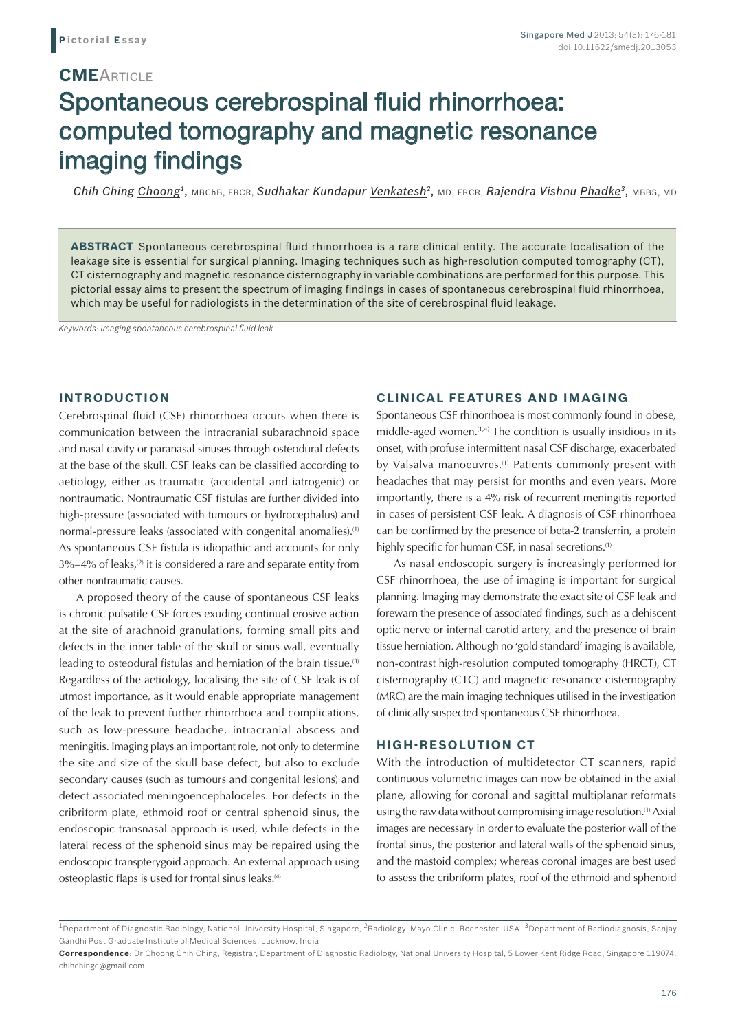**Pictorial Essay**

**CME**ARTICLE

# Spontaneous cerebrospinal fluid rhinorrhoea: computed tomography and magnetic resonance imaging findings

*Chih Ching Choong[1]*, MBChB, FRCR, *Sudhakar Kundapur Venkatesh[2]*, MD, FRCR, *Rajendra Vishnu Phadke[3]*, MBBS, MD

**ABSTRACT** Spontaneous cerebrospinal fluid rhinorrhoea is a rare clinical entity. The accurate localisation of the leakage site is essential for surgical planning. Imaging techniques such as high-resolution computed tomography (CT), CT cisternography and magnetic resonance cisternography in variable combinations are performed for this purpose. This pictorial essay aims to present the spectrum of imaging findings in cases of spontaneous cerebrospinal fluid rhinorrhoea, which may be useful for radiologists in the determination of the site of cerebrospinal fluid leakage.

*Keywords: imaging spontaneous cerebrospinal fluid leak*

## INTRODUCTION

Cerebrospinal fluid (CSF) rhinorrhoea occurs when there is communication between the intracranial subarachnoid space and nasal cavity or paranasal sinuses through osteodural defects at the base of the skull. CSF leaks can be classified according to aetiology, either as traumatic (accidental and iatrogenic) or nontraumatic. Nontraumatic CSF fistulas are further divided into high-pressure (associated with tumours or hydrocephalus) and normal-pressure leaks (associated with congenital anomalies).[1] As spontaneous CSF fistula is idiopathic and accounts for only 3%–4% of leaks,[2] it is considered a rare and separate entity from other nontraumatic causes.

A proposed theory of the cause of spontaneous CSF leaks is chronic pulsatile CSF forces exuding continual erosive action at the site of arachnoid granulations, forming small pits and defects in the inner table of the skull or sinus wall, eventually leading to osteodural fistulas and herniation of the brain tissue.[3] Regardless of the aetiology, localising the site of CSF leak is of utmost importance, as it would enable appropriate management of the leak to prevent further rhinorrhoea and complications, such as low-pressure headache, intracranial abscess and meningitis. Imaging plays an important role, not only to determine the site and size of the skull base defect, but also to exclude secondary causes (such as tumours and congenital lesions) and detect associated meningoencephaloceles. For defects in the cribriform plate, ethmoid roof or central sphenoid sinus, the endoscopic transnasal approach is used, while defects in the lateral recess of the sphenoid sinus may be repaired using the endoscopic transpterygoid approach. An external approach using osteoplastic flaps is used for frontal sinus leaks.[4]

## CLINICAL FEATURES AND IMAGING

Spontaneous CSF rhinorrhoea is most commonly found in obese, middle-aged women.[1,4] The condition is usually insidious in its onset, with profuse intermittent nasal CSF discharge, exacerbated by Valsalva manoeuvres.[1] Patients commonly present with headaches that may persist for months and even years. More importantly, there is a 4% risk of recurrent meningitis reported in cases of persistent CSF leak. A diagnosis of CSF rhinorrhoea can be confirmed by the presence of beta-2 transferrin, a protein highly specific for human CSF, in nasal secretions.[1]

As nasal endoscopic surgery is increasingly performed for CSF rhinorrhoea, the use of imaging is important for surgical planning. Imaging may demonstrate the exact site of CSF leak and forewarn the presence of associated findings, such as a dehiscent optic nerve or internal carotid artery, and the presence of brain tissue herniation. Although no 'gold standard' imaging is available, non-contrast high-resolution computed tomography (HRCT), CT cisternography (CTC) and magnetic resonance cisternography (MRC) are the main imaging techniques utilised in the investigation of clinically suspected spontaneous CSF rhinorrhoea.

## HIGH-RESOLUTION CT

With the introduction of multidetector CT scanners, rapid continuous volumetric images can now be obtained in the axial plane, allowing for coronal and sagittal multiplanar reformats using the raw data without compromising image resolution.[1] Axial images are necessary in order to evaluate the posterior wall of the frontal sinus, the posterior and lateral walls of the sphenoid sinus, and the mastoid complex; whereas coronal images are best used to assess the cribriform plates, roof of the ethmoid and sphenoid

[1]Department of Diagnostic Radiology, National University Hospital, Singapore, [2]Radiology, Mayo Clinic, Rochester, USA, [3]Department of Radiodiagnosis, Sanjay Gandhi Post Graduate Institute of Medical Sciences, Lucknow, India

**Correspondence**: Dr Choong Chih Ching, Registrar, Department of Diagnostic Radiology, National University Hospital, 5 Lower Kent Ridge Road, Singapore 119074. chihchingc@gmail.com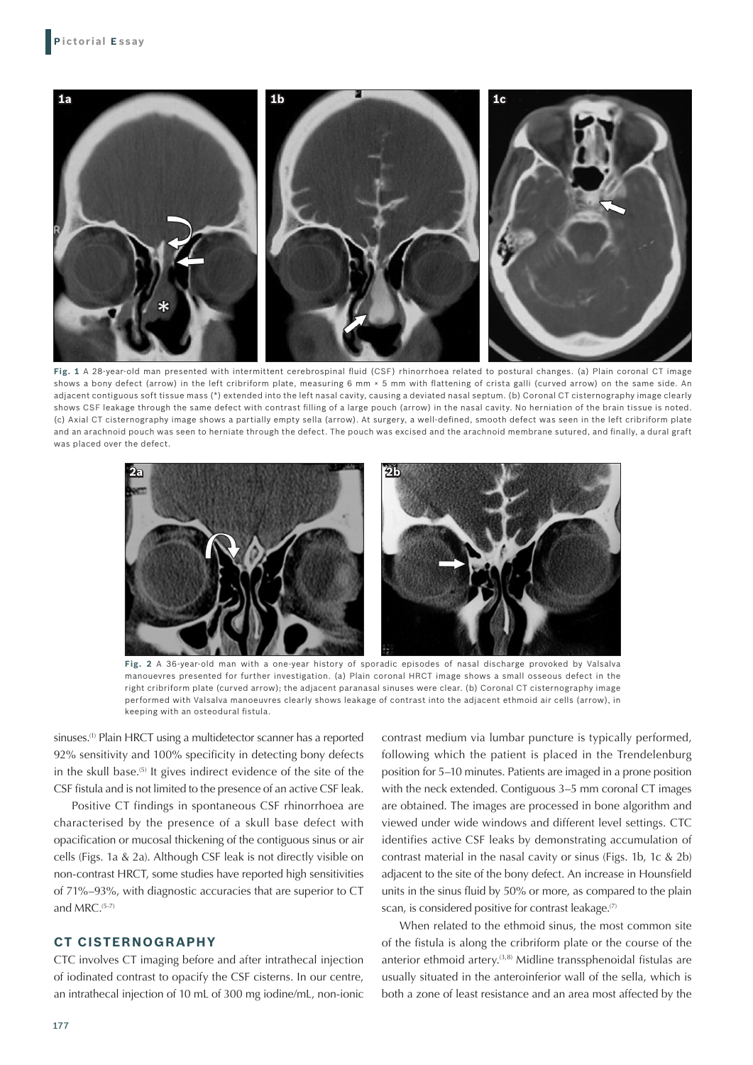**Fig. 1** A 28-year-old man presented with intermittent cerebrospinal fluid (CSF) rhinorrhoea related to postural changes. (a) Plain coronal CT image shows a bony defect (arrow) in the left cribriform plate, measuring 6 mm × 5 mm with flattening of crista galli (curved arrow) on the same side. An adjacent contiguous soft tissue mass (*) extended into the left nasal cavity, causing a deviated nasal septum. (b) Coronal CT cisternography image clearly shows CSF leakage through the same defect with contrast filling of a large pouch (arrow) in the nasal cavity. No herniation of the brain tissue is noted. (c) Axial CT cisternography image shows a partially empty sella (arrow). At surgery, a well-defined, smooth defect was seen in the left cribriform plate and an arachnoid pouch was seen to herniate through the defect. The pouch was excised and the arachnoid membrane sutured, and finally, a dural graft was placed over the defect.

**Fig. 2** A 36-year-old man with a one-year history of sporadic episodes of nasal discharge provoked by Valsalva manouevres presented for further investigation. (a) Plain coronal HRCT image shows a small osseous defect in the right cribriform plate (curved arrow); the adjacent paranasal sinuses were clear. (b) Coronal CT cisternography image performed with Valsalva manoeuvres clearly shows leakage of contrast into the adjacent ethmoid air cells (arrow), in keeping with an osteodural fistula.

sinuses.[1] Plain HRCT using a multidetector scanner has a reported 92% sensitivity and 100% specificity in detecting bony defects in the skull base.[5] It gives indirect evidence of the site of the CSF fistula and is not limited to the presence of an active CSF leak.

Positive CT findings in spontaneous CSF rhinorrhoea are characterised by the presence of a skull base defect with opacification or mucosal thickening of the contiguous sinus or air cells (Figs. 1a & 2a). Although CSF leak is not directly visible on non-contrast HRCT, some studies have reported high sensitivities of 71%–93%, with diagnostic accuracies that are superior to CT and MRC.[5-7]

## CT CISTERNOGRAPHY

CTC involves CT imaging before and after intrathecal injection of iodinated contrast to opacify the CSF cisterns. In our centre, an intrathecal injection of 10 mL of 300 mg iodine/mL, non-ionic contrast medium via lumbar puncture is typically performed, following which the patient is placed in the Trendelenburg position for 5–10 minutes. Patients are imaged in a prone position with the neck extended. Contiguous 3–5 mm coronal CT images are obtained. The images are processed in bone algorithm and viewed under wide windows and different level settings. CTC identifies active CSF leaks by demonstrating accumulation of contrast material in the nasal cavity or sinus (Figs. 1b, 1c & 2b) adjacent to the site of the bony defect. An increase in Hounsfield units in the sinus fluid by 50% or more, as compared to the plain scan, is considered positive for contrast leakage.[7]

When related to the ethmoid sinus, the most common site of the fistula is along the cribriform plate or the course of the anterior ethmoid artery.[3,8] Midline transsphenoidal fistulas are usually situated in the anteroinferior wall of the sella, which is both a zone of least resistance and an area most affected by the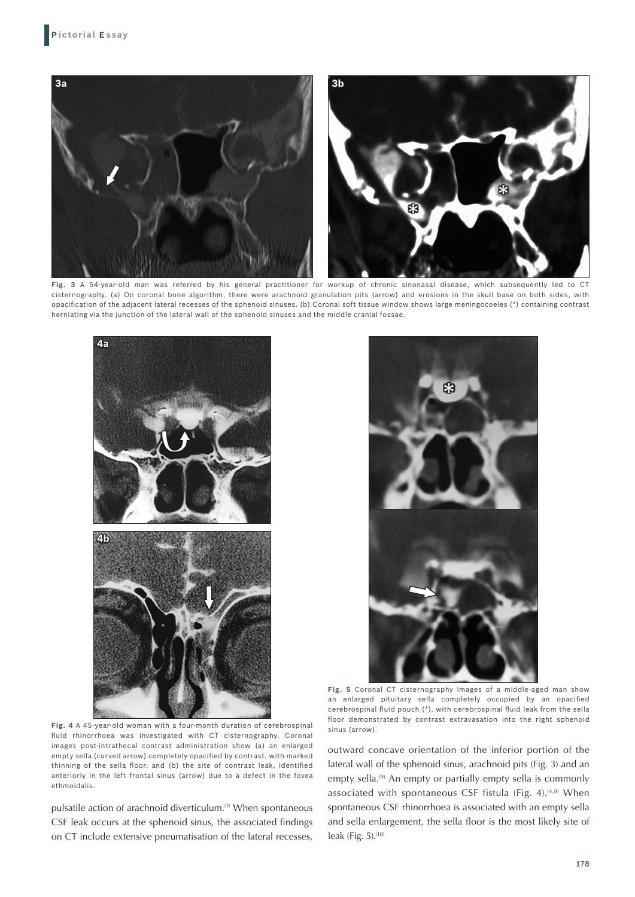**Fig. 3** A 54-year-old man was referred by his general practitioner for workup of chronic sinonasal disease, which subsequently led to CT cisternography. (a) On coronal bone algorithm, there were arachnoid granulation pits (arrow) and erosions in the skull base on both sides, with opacification of the adjacent lateral recesses of the sphenoid sinuses. (b) Coronal soft tissue window shows large meningocoeles (*) containing contrast herniating via the junction of the lateral wall of the sphenoid sinuses and the middle cranial fossae.

**Fig. 4** A 45-year-old woman with a four-month duration of cerebrospinal fluid rhinorrhoea was investigated with CT cisternography. Coronal images post-intrathecal contrast administration show (a) an enlarged empty sella (curved arrow) completely opacified by contrast, with marked thinning of the sella floor; and (b) the site of contrast leak, identified anteriorly in the left frontal sinus (arrow) due to a defect in the fovea ethmoidalis.

**Fig. 5** Coronal CT cisternography images of a middle-aged man show an enlarged pituitary sella completely occupied by an opacified cerebrospinal fluid pouch (*), with cerebrospinal fluid leak from the sella floor demonstrated by contrast extravasation into the right sphenoid sinus (arrow).

pulsatile action of arachnoid diverticulum.[3] When spontaneous CSF leak occurs at the sphenoid sinus, the associated findings on CT include extensive pneumatisation of the lateral recesses, outward concave orientation of the inferior portion of the lateral wall of the sphenoid sinus, arachnoid pits (Fig. 3) and an empty sella.[9] An empty or partially empty sella is commonly associated with spontaneous CSF fistula (Fig. 4).[4,8] When spontaneous CSF rhinorrhoea is associated with an empty sella and sella enlargement, the sella floor is the most likely site of leak (Fig. 5).[10]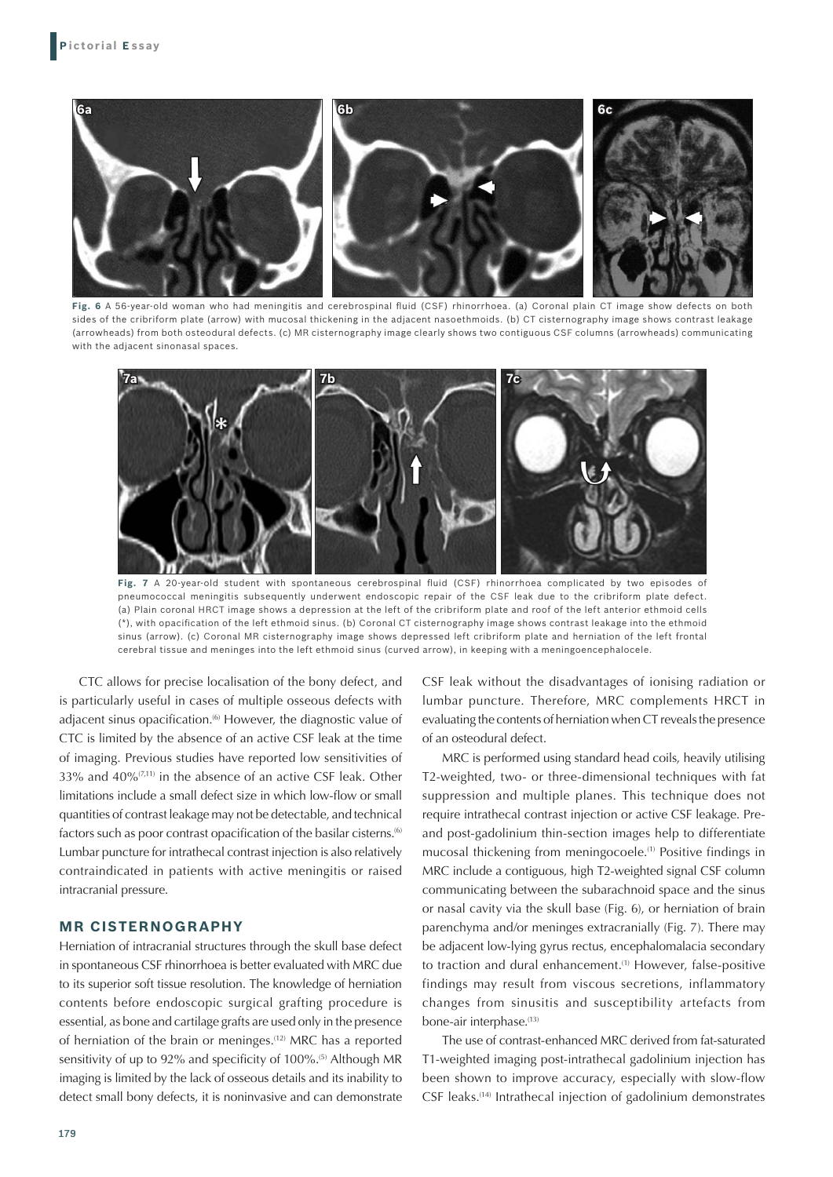**Fig. 6** A 56-year-old woman who had meningitis and cerebrospinal fluid (CSF) rhinorrhoea. (a) Coronal plain CT image show defects on both sides of the cribriform plate (arrow) with mucosal thickening in the adjacent nasoethmoids. (b) CT cisternography image shows contrast leakage (arrowheads) from both osteodural defects. (c) MR cisternography image clearly shows two contiguous CSF columns (arrowheads) communicating with the adjacent sinonasal spaces.

**Fig. 7** A 20-year-old student with spontaneous cerebrospinal fluid (CSF) rhinorrhoea complicated by two episodes of pneumococcal meningitis subsequently underwent endoscopic repair of the CSF leak due to the cribriform plate defect. (a) Plain coronal HRCT image shows a depression at the left of the cribriform plate and roof of the left anterior ethmoid cells (*), with opacification of the left ethmoid sinus. (b) Coronal CT cisternography image shows contrast leakage into the ethmoid sinus (arrow). (c) Coronal MR cisternography image shows depressed left cribriform plate and herniation of the left frontal cerebral tissue and meninges into the left ethmoid sinus (curved arrow), in keeping with a meningoencephalocele.

CTC allows for precise localisation of the bony defect, and is particularly useful in cases of multiple osseous defects with adjacent sinus opacification.[6] However, the diagnostic value of CTC is limited by the absence of an active CSF leak at the time of imaging. Previous studies have reported low sensitivities of 33% and 40%[7,11] in the absence of an active CSF leak. Other limitations include a small defect size in which low-flow or small quantities of contrast leakage may not be detectable, and technical factors such as poor contrast opacification of the basilar cisterns.[6] Lumbar puncture for intrathecal contrast injection is also relatively contraindicated in patients with active meningitis or raised intracranial pressure.

## MR CISTERNOGRAPHY

Herniation of intracranial structures through the skull base defect in spontaneous CSF rhinorrhoea is better evaluated with MRC due to its superior soft tissue resolution. The knowledge of herniation contents before endoscopic surgical grafting procedure is essential, as bone and cartilage grafts are used only in the presence of herniation of the brain or meninges.[12] MRC has a reported sensitivity of up to 92% and specificity of 100%.[5] Although MR imaging is limited by the lack of osseous details and its inability to detect small bony defects, it is noninvasive and can demonstrate CSF leak without the disadvantages of ionising radiation or lumbar puncture. Therefore, MRC complements HRCT in evaluating the contents of herniation when CT reveals the presence of an osteodural defect.

MRC is performed using standard head coils, heavily utilising T2-weighted, two- or three-dimensional techniques with fat suppression and multiple planes. This technique does not require intrathecal contrast injection or active CSF leakage. Pre- and post-gadolinium thin-section images help to differentiate mucosal thickening from meningocoele.[1] Positive findings in MRC include a contiguous, high T2-weighted signal CSF column communicating between the subarachnoid space and the sinus or nasal cavity via the skull base (Fig. 6), or herniation of brain parenchyma and/or meninges extracranially (Fig. 7). There may be adjacent low-lying gyrus rectus, encephalomalacia secondary to traction and dural enhancement.[1] However, false-positive findings may result from viscous secretions, inflammatory changes from sinusitis and susceptibility artefacts from bone-air interphase.[13]

The use of contrast-enhanced MRC derived from fat-saturated T1-weighted imaging post-intrathecal gadolinium injection has been shown to improve accuracy, especially with slow-flow CSF leaks.[14] Intrathecal injection of gadolinium demonstrates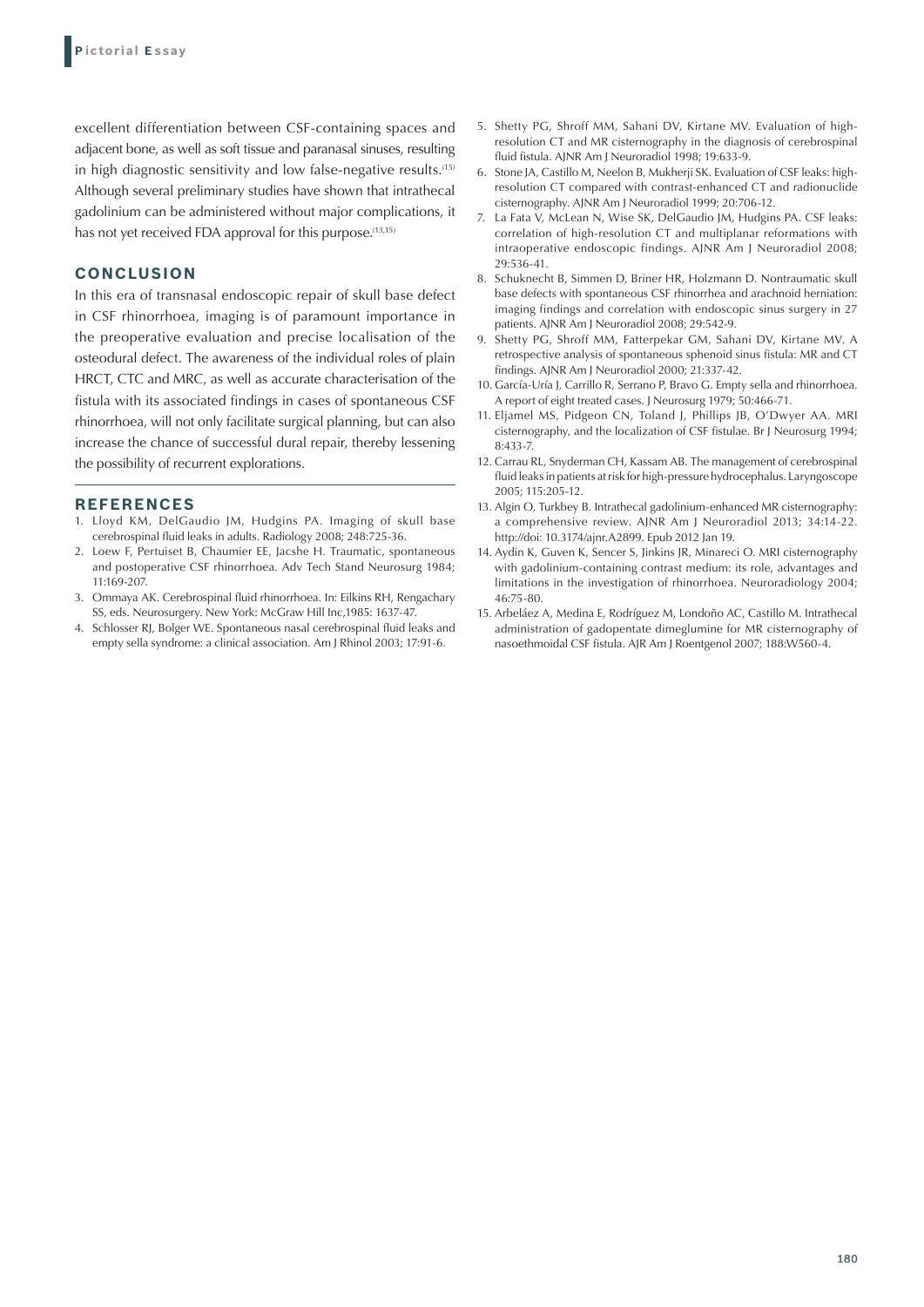excellent differentiation between CSF-containing spaces and adjacent bone, as well as soft tissue and paranasal sinuses, resulting in high diagnostic sensitivity and low false-negative results.[15] Although several preliminary studies have shown that intrathecal gadolinium can be administered without major complications, it has not yet received FDA approval for this purpose.[13,15]

## CONCLUSION

In this era of transnasal endoscopic repair of skull base defect in CSF rhinorrhoea, imaging is of paramount importance in the preoperative evaluation and precise localisation of the osteodural defect. The awareness of the individual roles of plain HRCT, CTC and MRC, as well as accurate characterisation of the fistula with its associated findings in cases of spontaneous CSF rhinorrhoea, will not only facilitate surgical planning, but can also increase the chance of successful dural repair, thereby lessening the possibility of recurrent explorations.

## REFERENCES

1. Lloyd KM, DelGaudio JM, Hudgins PA. Imaging of skull base cerebrospinal fluid leaks in adults. Radiology 2008; 248:725-36.
2. Loew F, Pertuiset B, Chaumier EE, Jacshe H. Traumatic, spontaneous and postoperative CSF rhinorrhoea. Adv Tech Stand Neurosurg 1984; 11:169-207.
3. Ommaya AK. Cerebrospinal fluid rhinorrhoea. In: Eilkins RH, Rengachary SS, eds. Neurosurgery. New York: McGraw Hill Inc,1985: 1637-47.
4. Schlosser RJ, Bolger WE. Spontaneous nasal cerebrospinal fluid leaks and empty sella syndrome: a clinical association. Am J Rhinol 2003; 17:91-6.
5. Shetty PG, Shroff MM, Sahani DV, Kirtane MV. Evaluation of high-resolution CT and MR cisternography in the diagnosis of cerebrospinal fluid fistula. AJNR Am J Neuroradiol 1998; 19:633-9.
6. Stone JA, Castillo M, Neelon B, Mukherji SK. Evaluation of CSF leaks: high-resolution CT compared with contrast-enhanced CT and radionuclide cisternography. AJNR Am J Neuroradiol 1999; 20:706-12.
7. La Fata V, McLean N, Wise SK, DelGaudio JM, Hudgins PA. CSF leaks: correlation of high-resolution CT and multiplanar reformations with intraoperative endoscopic findings. AJNR Am J Neuroradiol 2008; 29:536-41.
8. Schuknecht B, Simmen D, Briner HR, Holzmann D. Nontraumatic skull base defects with spontaneous CSF rhinorrhea and arachnoid herniation: imaging findings and correlation with endoscopic sinus surgery in 27 patients. AJNR Am J Neuroradiol 2008; 29:542-9.
9. Shetty PG, Shroff MM, Fatterpekar GM, Sahani DV, Kirtane MV. A retrospective analysis of spontaneous sphenoid sinus fistula: MR and CT findings. AJNR Am J Neuroradiol 2000; 21:337-42.
10. García-Uría J, Carrillo R, Serrano P, Bravo G. Empty sella and rhinorrhoea. A report of eight treated cases. J Neurosurg 1979; 50:466-71.
11. Eljamel MS, Pidgeon CN, Toland J, Phillips JB, O'Dwyer AA. MRI cisternography, and the localization of CSF fistulae. Br J Neurosurg 1994; 8:433-7.
12. Carrau RL, Snyderman CH, Kassam AB. The management of cerebrospinal fluid leaks in patients at risk for high-pressure hydrocephalus. Laryngoscope 2005; 115:205-12.
13. Algin O, Turkbey B. Intrathecal gadolinium-enhanced MR cisternography: a comprehensive review. AJNR Am J Neuroradiol 2013; 34:14-22. http://doi: 10.3174/ajnr.A2899. Epub 2012 Jan 19.
14. Aydin K, Guven K, Sencer S, Jinkins JR, Minareci O. MRI cisternography with gadolinium-containing contrast medium: its role, advantages and limitations in the investigation of rhinorrhoea. Neuroradiology 2004; 46:75-80.
15. Arbeláez A, Medina E, Rodríguez M, Londoño AC, Castillo M. Intrathecal administration of gadopentate dimeglumine for MR cisternography of nasoethmoidal CSF fistula. AJR Am J Roentgenol 2007; 188:W560-4.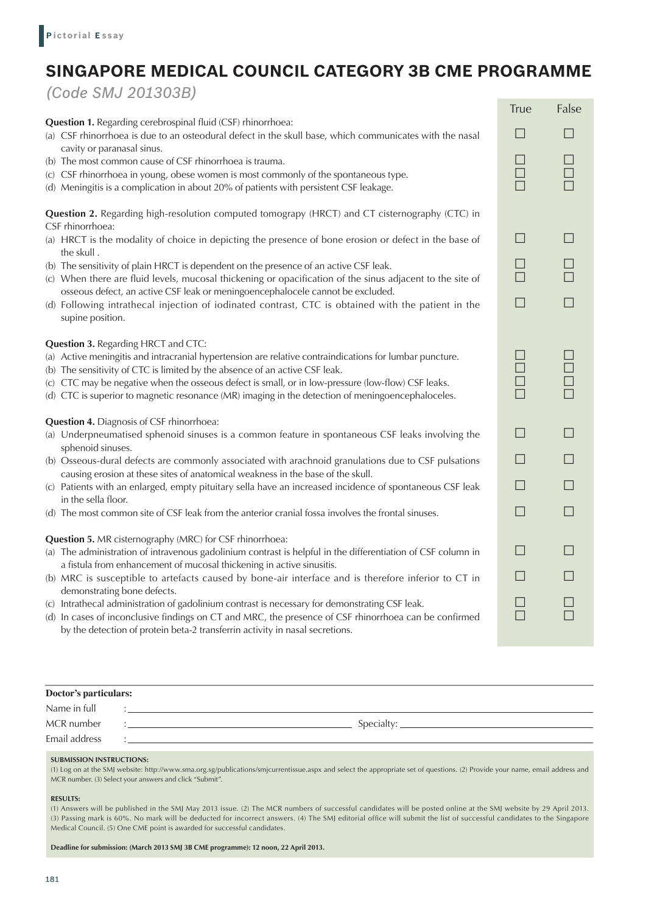# SINGAPORE MEDICAL COUNCIL CATEGORY 3B CME PROGRAMME

*(Code SMJ 201303B)*

| | True | False |
|---|---|---|
| **Question 1.** Regarding cerebrospinal fluid (CSF) rhinorrhoea: | | |
| (a) CSF rhinorrhoea is due to an osteodural defect in the skull base, which communicates with the nasal cavity or paranasal sinus. | ☐ | ☐ |
| (b) The most common cause of CSF rhinorrhoea is trauma. | ☐ | ☐ |
| (c) CSF rhinorrhoea in young, obese women is most commonly of the spontaneous type. | ☐ | ☐ |
| (d) Meningitis is a complication in about 20% of patients with persistent CSF leakage. | ☐ | ☐ |
| **Question 2.** Regarding high-resolution computed tomograpy (HRCT) and CT cisternography (CTC) in CSF rhinorrhoea: | | |
| (a) HRCT is the modality of choice in depicting the presence of bone erosion or defect in the base of the skull . | ☐ | ☐ |
| (b) The sensitivity of plain HRCT is dependent on the presence of an active CSF leak. | ☐ | ☐ |
| (c) When there are fluid levels, mucosal thickening or opacification of the sinus adjacent to the site of osseous defect, an active CSF leak or meningoencephalocele cannot be excluded. | ☐ | ☐ |
| (d) Following intrathecal injection of iodinated contrast, CTC is obtained with the patient in the supine position. | ☐ | ☐ |
| **Question 3.** Regarding HRCT and CTC: | | |
| (a) Active meningitis and intracranial hypertension are relative contraindications for lumbar puncture. | ☐ | ☐ |
| (b) The sensitivity of CTC is limited by the absence of an active CSF leak. | ☐ | ☐ |
| (c) CTC may be negative when the osseous defect is small, or in low-pressure (low-flow) CSF leaks. | ☐ | ☐ |
| (d) CTC is superior to magnetic resonance (MR) imaging in the detection of meningoencephaloceles. | ☐ | ☐ |
| **Question 4.** Diagnosis of CSF rhinorrhoea: | | |
| (a) Underpneumatised sphenoid sinuses is a common feature in spontaneous CSF leaks involving the sphenoid sinuses. | ☐ | ☐ |
| (b) Osseous-dural defects are commonly associated with arachnoid granulations due to CSF pulsations causing erosion at these sites of anatomical weakness in the base of the skull. | ☐ | ☐ |
| (c) Patients with an enlarged, empty pituitary sella have an increased incidence of spontaneous CSF leak in the sella floor. | ☐ | ☐ |
| (d) The most common site of CSF leak from the anterior cranial fossa involves the frontal sinuses. | ☐ | ☐ |
| **Question 5.** MR cisternography (MRC) for CSF rhinorrhoea: | | |
| (a) The administration of intravenous gadolinium contrast is helpful in the differentiation of CSF column in a fistula from enhancement of mucosal thickening in active sinusitis. | ☐ | ☐ |
| (b) MRC is susceptible to artefacts caused by bone-air interface and is therefore inferior to CT in demonstrating bone defects. | ☐ | ☐ |
| (c) Intrathecal administration of gadolinium contrast is necessary for demonstrating CSF leak. | ☐ | ☐ |
| (d) In cases of inconclusive findings on CT and MRC, the presence of CSF rhinorrhoea can be confirmed by the detection of protein beta-2 transferrin activity in nasal secretions. | ☐ | ☐ |

**Doctor's particulars:**

Name in full : ______________________________

MCR number : ______________________ Specialty: ______________________

Email address : ______________________________

**SUBMISSION INSTRUCTIONS:**

(1) Log on at the SMJ website: http://www.sma.org.sg/publications/smjcurrentissue.aspx and select the appropriate set of questions. (2) Provide your name, email address and MCR number. (3) Select your answers and click "Submit".

**RESULTS:**

(1) Answers will be published in the SMJ May 2013 issue. (2) The MCR numbers of successful candidates will be posted online at the SMJ website by 29 April 2013. (3) Passing mark is 60%. No mark will be deducted for incorrect answers. (4) The SMJ editorial office will submit the list of successful candidates to the Singapore Medical Council. (5) One CME point is awarded for successful candidates.

**Deadline for submission: (March 2013 SMJ 3B CME programme): 12 noon, 22 April 2013.**